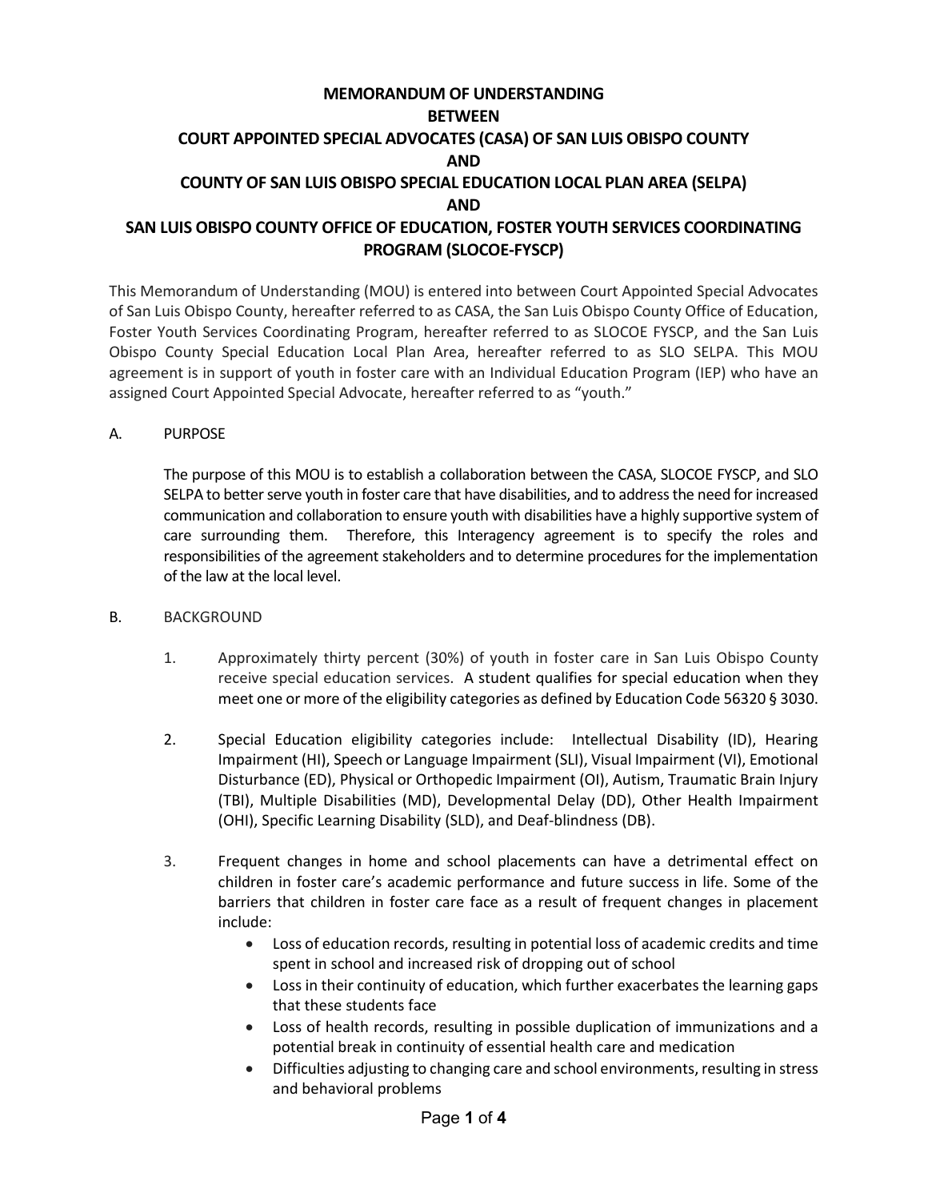# MEMORANDUM OF UNDERSTANDING
# BETWEEN
# COURT APPOINTED SPECIAL ADVOCATES (CASA) OF SAN LUIS OBISPO COUNTY
# AND
# COUNTY OF SAN LUIS OBISPO SPECIAL EDUCATION LOCAL PLAN AREA (SELPA)
# AND
# SAN LUIS OBISPO COUNTY OFFICE OF EDUCATION, FOSTER YOUTH SERVICES COORDINATING PROGRAM (SLOCOE-FYSCP)

This Memorandum of Understanding (MOU) is entered into between Court Appointed Special Advocates of San Luis Obispo County, hereafter referred to as CASA, the San Luis Obispo County Office of Education, Foster Youth Services Coordinating Program, hereafter referred to as SLOCOE FYSCP, and the San Luis Obispo County Special Education Local Plan Area, hereafter referred to as SLO SELPA. This MOU agreement is in support of youth in foster care with an Individual Education Program (IEP) who have an assigned Court Appointed Special Advocate, hereafter referred to as "youth."

## A. PURPOSE

The purpose of this MOU is to establish a collaboration between the CASA, SLOCOE FYSCP, and SLO SELPA to better serve youth in foster care that have disabilities, and to address the need for increased communication and collaboration to ensure youth with disabilities have a highly supportive system of care surrounding them. Therefore, this Interagency agreement is to specify the roles and responsibilities of the agreement stakeholders and to determine procedures for the implementation of the law at the local level.

## B. BACKGROUND

1. Approximately thirty percent (30%) of youth in foster care in San Luis Obispo County receive special education services. A student qualifies for special education when they meet one or more of the eligibility categories as defined by Education Code 56320 § 3030.

2. Special Education eligibility categories include: Intellectual Disability (ID), Hearing Impairment (HI), Speech or Language Impairment (SLI), Visual Impairment (VI), Emotional Disturbance (ED), Physical or Orthopedic Impairment (OI), Autism, Traumatic Brain Injury (TBI), Multiple Disabilities (MD), Developmental Delay (DD), Other Health Impairment (OHI), Specific Learning Disability (SLD), and Deaf-blindness (DB).

3. Frequent changes in home and school placements can have a detrimental effect on children in foster care's academic performance and future success in life. Some of the barriers that children in foster care face as a result of frequent changes in placement include:
   - Loss of education records, resulting in potential loss of academic credits and time spent in school and increased risk of dropping out of school
   - Loss in their continuity of education, which further exacerbates the learning gaps that these students face
   - Loss of health records, resulting in possible duplication of immunizations and a potential break in continuity of essential health care and medication
   - Difficulties adjusting to changing care and school environments, resulting in stress and behavioral problems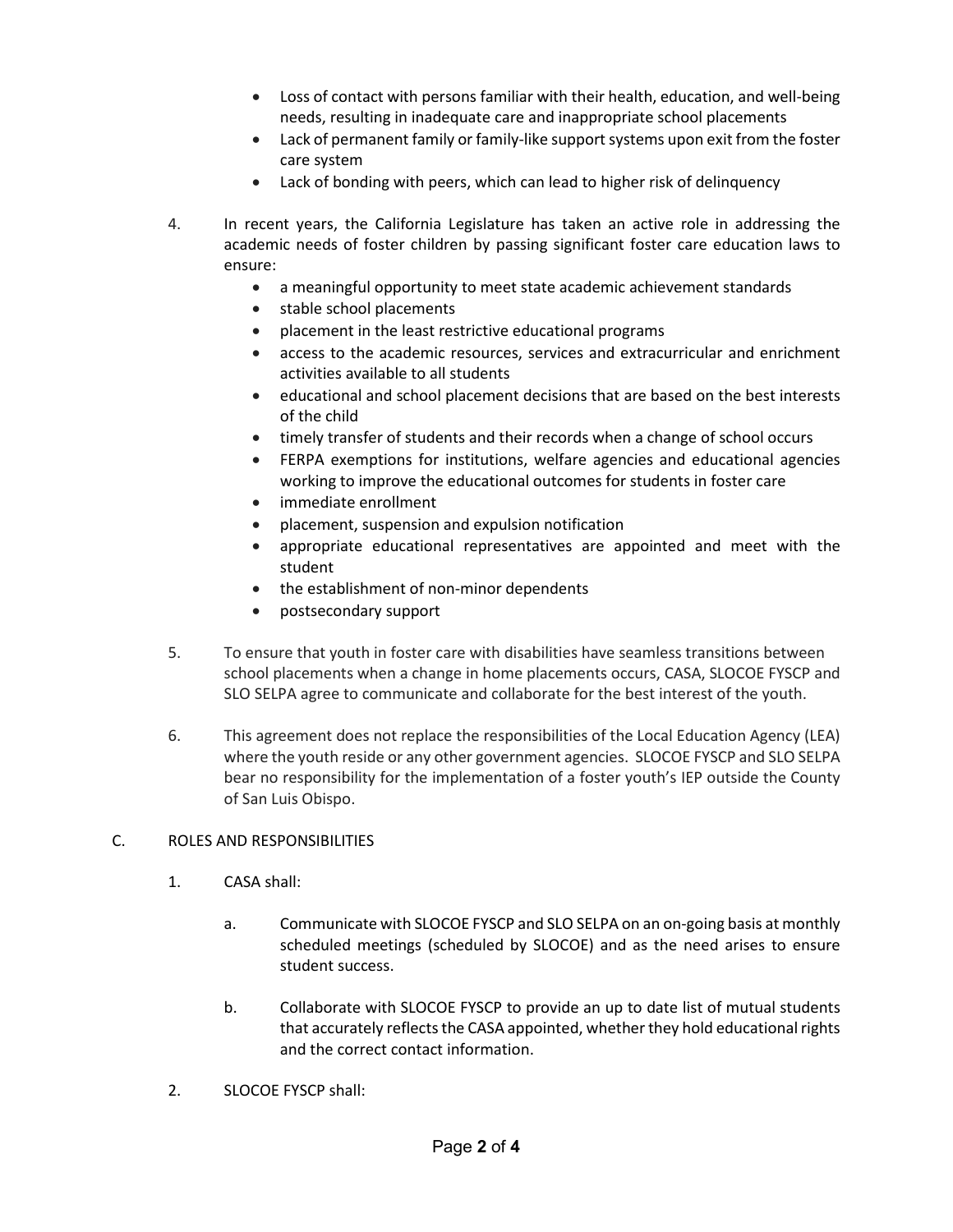- Loss of contact with persons familiar with their health, education, and well-being needs, resulting in inadequate care and inappropriate school placements
- Lack of permanent family or family-like support systems upon exit from the foster care system
- Lack of bonding with peers, which can lead to higher risk of delinquency

4. In recent years, the California Legislature has taken an active role in addressing the academic needs of foster children by passing significant foster care education laws to ensure:
   - a meaningful opportunity to meet state academic achievement standards
   - stable school placements
   - placement in the least restrictive educational programs
   - access to the academic resources, services and extracurricular and enrichment activities available to all students
   - educational and school placement decisions that are based on the best interests of the child
   - timely transfer of students and their records when a change of school occurs
   - FERPA exemptions for institutions, welfare agencies and educational agencies working to improve the educational outcomes for students in foster care
   - immediate enrollment
   - placement, suspension and expulsion notification
   - appropriate educational representatives are appointed and meet with the student
   - the establishment of non-minor dependents
   - postsecondary support

5. To ensure that youth in foster care with disabilities have seamless transitions between school placements when a change in home placements occurs, CASA, SLOCOE FYSCP and SLO SELPA agree to communicate and collaborate for the best interest of the youth.

6. This agreement does not replace the responsibilities of the Local Education Agency (LEA) where the youth reside or any other government agencies. SLOCOE FYSCP and SLO SELPA bear no responsibility for the implementation of a foster youth's IEP outside the County of San Luis Obispo.

C. ROLES AND RESPONSIBILITIES

1. CASA shall:

   a. Communicate with SLOCOE FYSCP and SLO SELPA on an on-going basis at monthly scheduled meetings (scheduled by SLOCOE) and as the need arises to ensure student success.

   b. Collaborate with SLOCOE FYSCP to provide an up to date list of mutual students that accurately reflects the CASA appointed, whether they hold educational rights and the correct contact information.

2. SLOCOE FYSCP shall: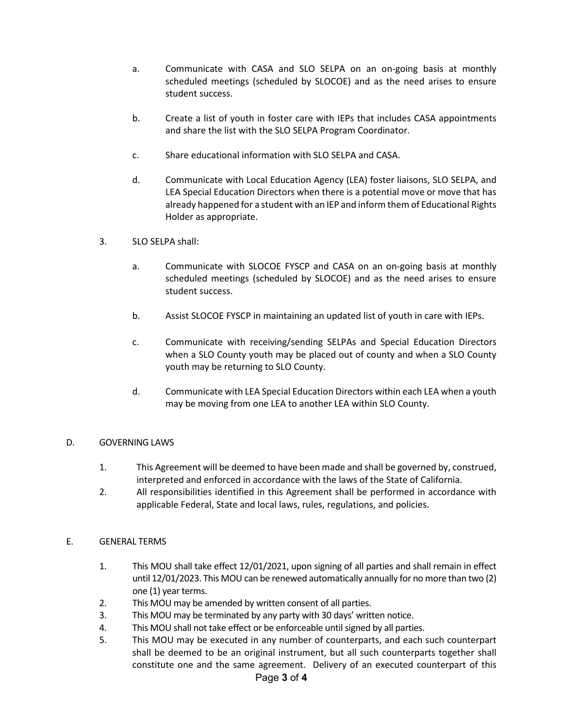a. Communicate with CASA and SLO SELPA on an on-going basis at monthly scheduled meetings (scheduled by SLOCOE) and as the need arises to ensure student success.

b. Create a list of youth in foster care with IEPs that includes CASA appointments and share the list with the SLO SELPA Program Coordinator.

c. Share educational information with SLO SELPA and CASA.

d. Communicate with Local Education Agency (LEA) foster liaisons, SLO SELPA, and LEA Special Education Directors when there is a potential move or move that has already happened for a student with an IEP and inform them of Educational Rights Holder as appropriate.

3. SLO SELPA shall:

   a. Communicate with SLOCOE FYSCP and CASA on an on-going basis at monthly scheduled meetings (scheduled by SLOCOE) and as the need arises to ensure student success.

   b. Assist SLOCOE FYSCP in maintaining an updated list of youth in care with IEPs.

   c. Communicate with receiving/sending SELPAs and Special Education Directors when a SLO County youth may be placed out of county and when a SLO County youth may be returning to SLO County.

   d. Communicate with LEA Special Education Directors within each LEA when a youth may be moving from one LEA to another LEA within SLO County.

## D. GOVERNING LAWS

1. This Agreement will be deemed to have been made and shall be governed by, construed, interpreted and enforced in accordance with the laws of the State of California.
2. All responsibilities identified in this Agreement shall be performed in accordance with applicable Federal, State and local laws, rules, regulations, and policies.

## E. GENERAL TERMS

1. This MOU shall take effect 12/01/2021, upon signing of all parties and shall remain in effect until 12/01/2023. This MOU can be renewed automatically annually for no more than two (2) one (1) year terms.
2. This MOU may be amended by written consent of all parties.
3. This MOU may be terminated by any party with 30 days' written notice.
4. This MOU shall not take effect or be enforceable until signed by all parties.
5. This MOU may be executed in any number of counterparts, and each such counterpart shall be deemed to be an original instrument, but all such counterparts together shall constitute one and the same agreement. Delivery of an executed counterpart of this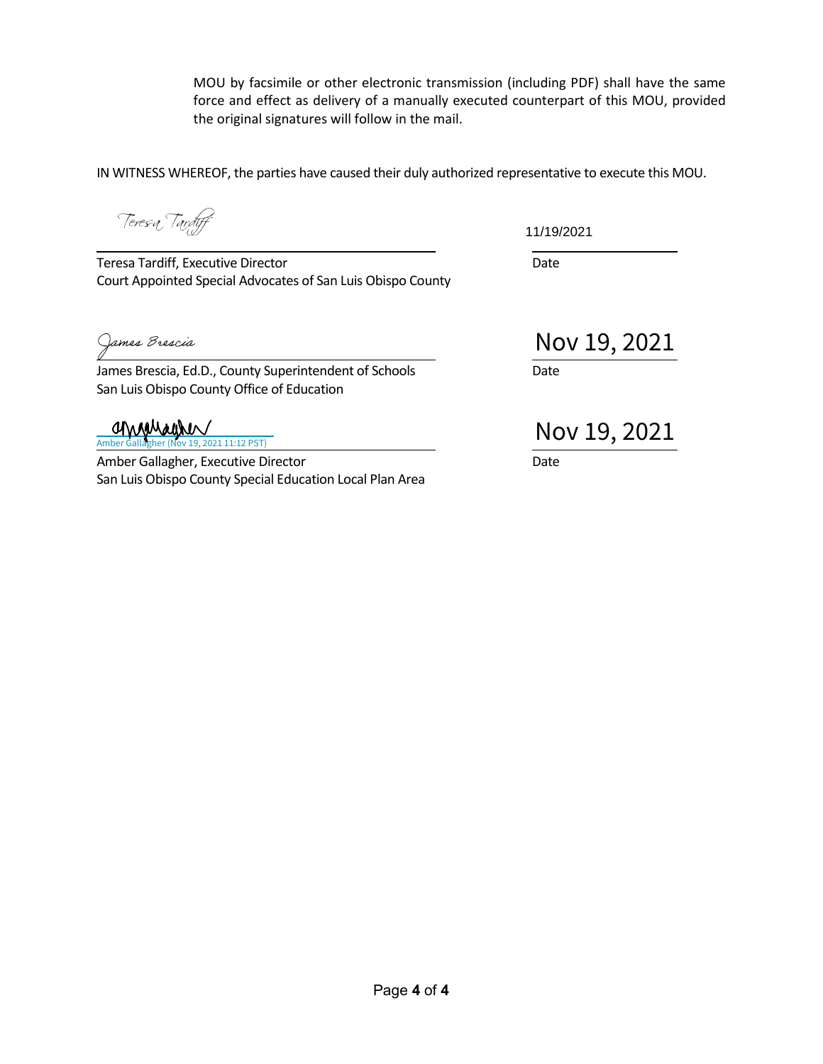MOU by facsimile or other electronic transmission (including PDF) shall have the same force and effect as delivery of a manually executed counterpart of this MOU, provided the original signatures will follow in the mail.

IN WITNESS WHEREOF, the parties have caused their duly authorized representative to execute this MOU.

Teresa Tardiff

Teresa Tardiff, Executive Director
Court Appointed Special Advocates of San Luis Obispo County

11/19/2021
Date

James Brescia

James Brescia, Ed.D., County Superintendent of Schools
San Luis Obispo County Office of Education

Nov 19, 2021
Date

Amber Gallagher (Nov 19, 2021 11:12 PST)

Amber Gallagher, Executive Director
San Luis Obispo County Special Education Local Plan Area

Nov 19, 2021
Date